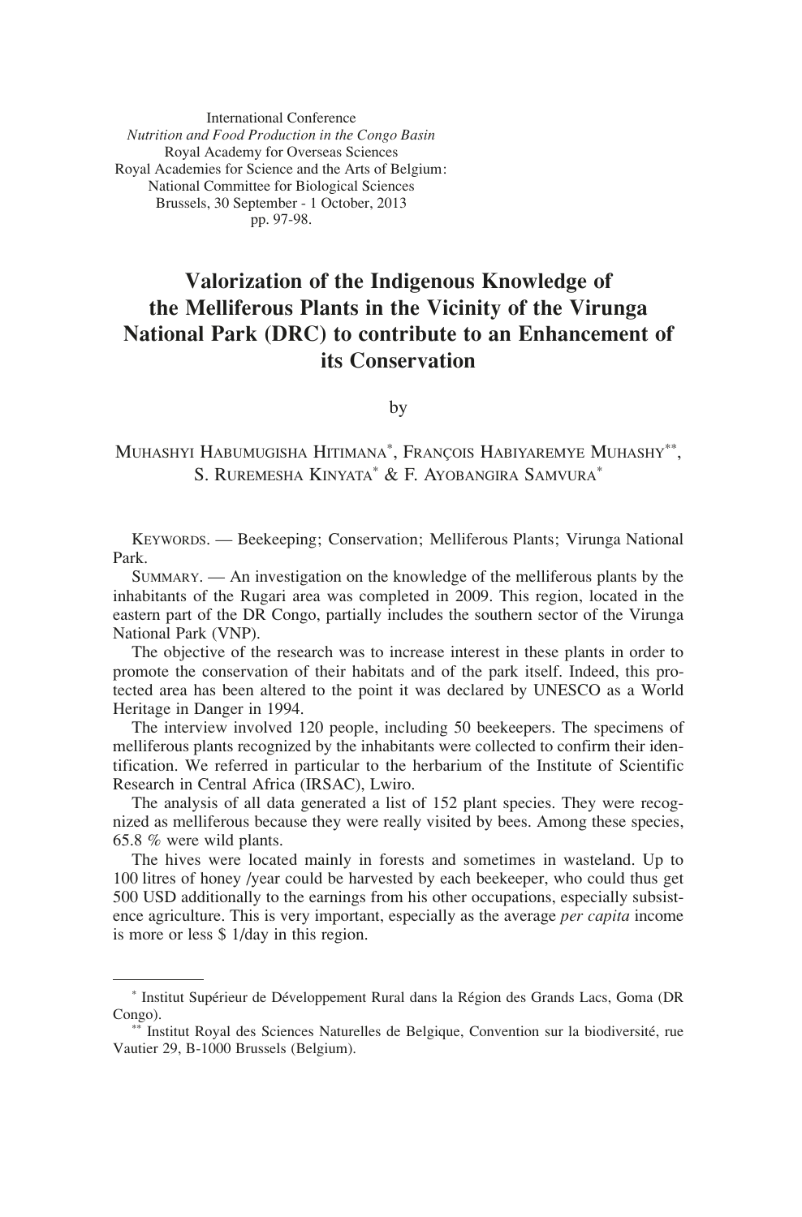International Conference
*Nutrition and Food Production in the Congo Basin*
Royal Academy for Overseas Sciences
Royal Academies for Science and the Arts of Belgium:
National Committee for Biological Sciences
Brussels, 30 September - 1 October, 2013
pp. 97-98.

# Valorization of the Indigenous Knowledge of the Melliferous Plants in the Vicinity of the Virunga National Park (DRC) to contribute to an Enhancement of its Conservation

by

Muhashyi Habumugisha Hitimana[*], François Habiyaremye Muhashy[**], S. Ruremesha Kinyata[*] & F. Ayobangira Samvura[*]

Keywords. — Beekeeping; Conservation; Melliferous Plants; Virunga National Park.

Summary. — An investigation on the knowledge of the melliferous plants by the inhabitants of the Rugari area was completed in 2009. This region, located in the eastern part of the DR Congo, partially includes the southern sector of the Virunga National Park (VNP).

The objective of the research was to increase interest in these plants in order to promote the conservation of their habitats and of the park itself. Indeed, this protected area has been altered to the point it was declared by UNESCO as a World Heritage in Danger in 1994.

The interview involved 120 people, including 50 beekeepers. The specimens of melliferous plants recognized by the inhabitants were collected to confirm their identification. We referred in particular to the herbarium of the Institute of Scientific Research in Central Africa (IRSAC), Lwiro.

The analysis of all data generated a list of 152 plant species. They were recognized as melliferous because they were really visited by bees. Among these species, 65.8 % were wild plants.

The hives were located mainly in forests and sometimes in wasteland. Up to 100 litres of honey /year could be harvested by each beekeeper, who could thus get 500 USD additionally to the earnings from his other occupations, especially subsistence agriculture. This is very important, especially as the average *per capita* income is more or less $ 1/day in this region.

---

[*] Institut Supérieur de Développement Rural dans la Région des Grands Lacs, Goma (DR Congo).

[**] Institut Royal des Sciences Naturelles de Belgique, Convention sur la biodiversité, rue Vautier 29, B-1000 Brussels (Belgium).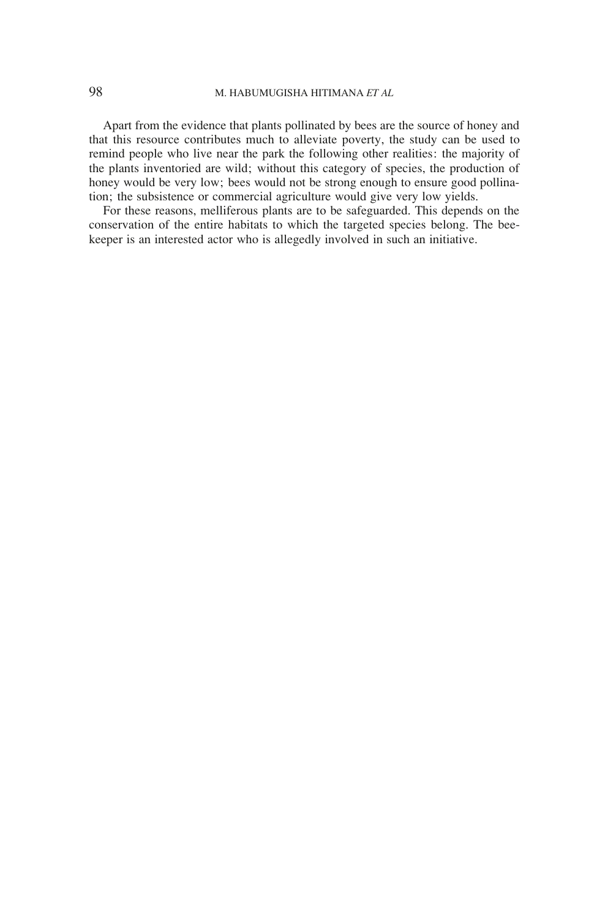Apart from the evidence that plants pollinated by bees are the source of honey and that this resource contributes much to alleviate poverty, the study can be used to remind people who live near the park the following other realities: the majority of the plants inventoried are wild; without this category of species, the production of honey would be very low; bees would not be strong enough to ensure good pollination; the subsistence or commercial agriculture would give very low yields.

For these reasons, melliferous plants are to be safeguarded. This depends on the conservation of the entire habitats to which the targeted species belong. The beekeeper is an interested actor who is allegedly involved in such an initiative.